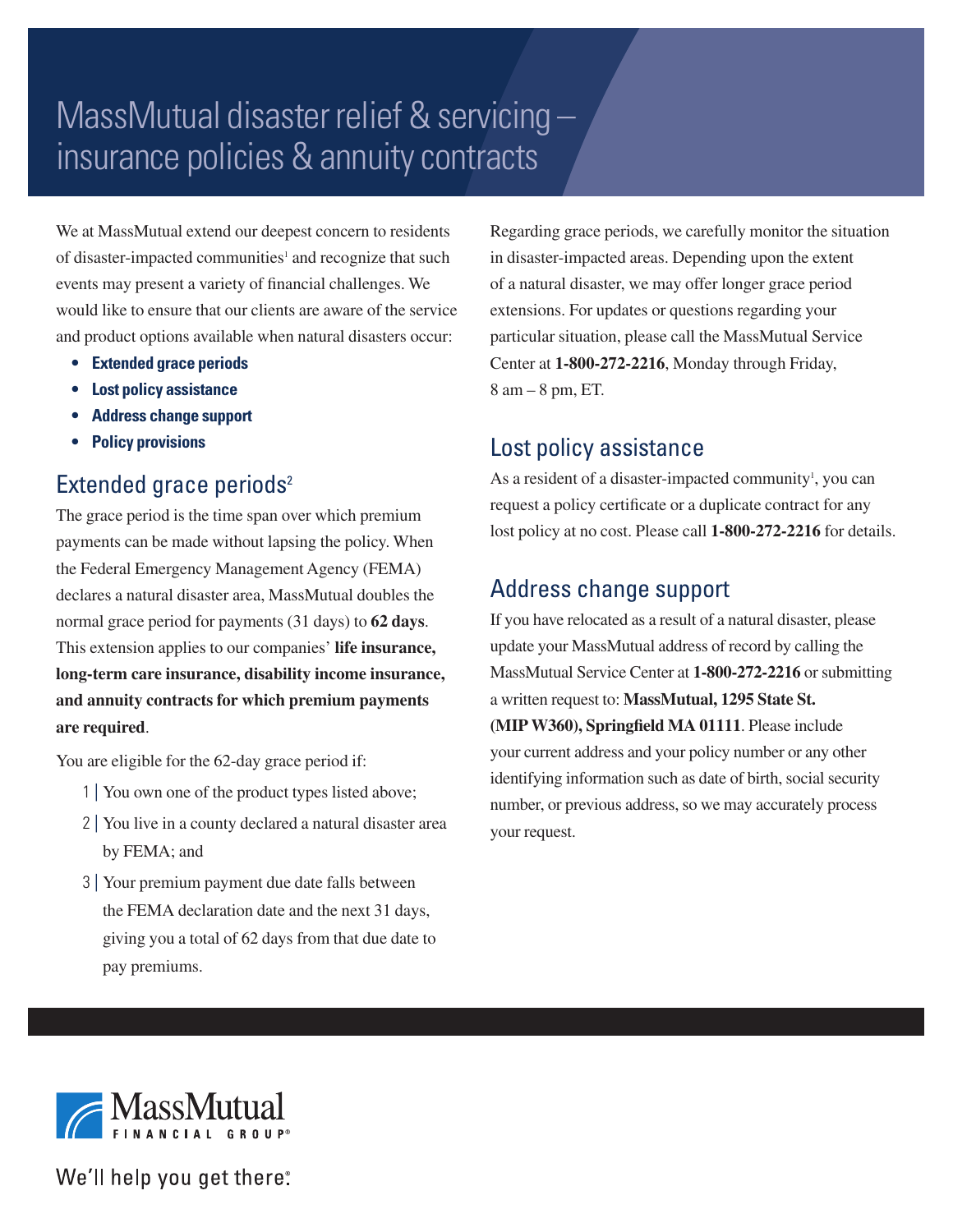# MassMutual disaster relief & servicing – insurance policies & annuity contracts

We at MassMutual extend our deepest concern to residents of disaster-impacted communities[1] and recognize that such events may present a variety of financial challenges. We would like to ensure that our clients are aware of the service and product options available when natural disasters occur:

- **Extended grace periods**
- **Lost policy assistance**
- **Address change support**
- **Policy provisions**

## Extended grace periods[2]

The grace period is the time span over which premium payments can be made without lapsing the policy. When the Federal Emergency Management Agency (FEMA) declares a natural disaster area, MassMutual doubles the normal grace period for payments (31 days) to **62 days**. This extension applies to our companies' **life insurance, long-term care insurance, disability income insurance, and annuity contracts for which premium payments are required**.

You are eligible for the 62-day grace period if:

1 | You own one of the product types listed above;

2 | You live in a county declared a natural disaster area by FEMA; and

3 | Your premium payment due date falls between the FEMA declaration date and the next 31 days, giving you a total of 62 days from that due date to pay premiums.

Regarding grace periods, we carefully monitor the situation in disaster-impacted areas. Depending upon the extent of a natural disaster, we may offer longer grace period extensions. For updates or questions regarding your particular situation, please call the MassMutual Service Center at **1-800-272-2216**, Monday through Friday, 8 am – 8 pm, ET.

## Lost policy assistance

As a resident of a disaster-impacted community[1], you can request a policy certificate or a duplicate contract for any lost policy at no cost. Please call **1-800-272-2216** for details.

## Address change support

If you have relocated as a result of a natural disaster, please update your MassMutual address of record by calling the MassMutual Service Center at **1-800-272-2216** or submitting a written request to: **MassMutual, 1295 State St. (MIP W360), Springfield MA 01111**. Please include your current address and your policy number or any other identifying information such as date of birth, social security number, or previous address, so we may accurately process your request.

MassMutual FINANCIAL GROUP®

We'll help you get there.®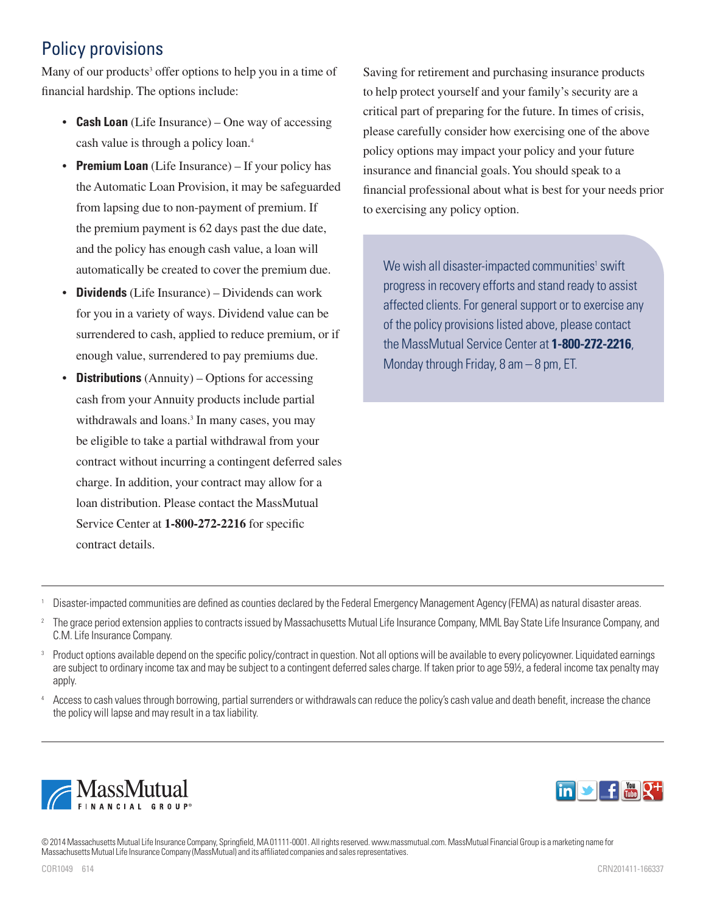## Policy provisions

Many of our products[3] offer options to help you in a time of financial hardship. The options include:

- **Cash Loan** (Life Insurance) – One way of accessing cash value is through a policy loan.[4]
- **Premium Loan** (Life Insurance) – If your policy has the Automatic Loan Provision, it may be safeguarded from lapsing due to non-payment of premium. If the premium payment is 62 days past the due date, and the policy has enough cash value, a loan will automatically be created to cover the premium due.
- **Dividends** (Life Insurance) – Dividends can work for you in a variety of ways. Dividend value can be surrendered to cash, applied to reduce premium, or if enough value, surrendered to pay premiums due.
- **Distributions** (Annuity) – Options for accessing cash from your Annuity products include partial withdrawals and loans.[3] In many cases, you may be eligible to take a partial withdrawal from your contract without incurring a contingent deferred sales charge. In addition, your contract may allow for a loan distribution. Please contact the MassMutual Service Center at **1-800-272-2216** for specific contract details.

Saving for retirement and purchasing insurance products to help protect yourself and your family's security are a critical part of preparing for the future. In times of crisis, please carefully consider how exercising one of the above policy options may impact your policy and your future insurance and financial goals. You should speak to a financial professional about what is best for your needs prior to exercising any policy option.

We wish all disaster-impacted communities[1] swift progress in recovery efforts and stand ready to assist affected clients. For general support or to exercise any of the policy provisions listed above, please contact the MassMutual Service Center at **1-800-272-2216**, Monday through Friday, 8 am – 8 pm, ET.

---

[1] Disaster-impacted communities are defined as counties declared by the Federal Emergency Management Agency (FEMA) as natural disaster areas.

[2] The grace period extension applies to contracts issued by Massachusetts Mutual Life Insurance Company, MML Bay State Life Insurance Company, and C.M. Life Insurance Company.

[3] Product options available depend on the specific policy/contract in question. Not all options will be available to every policyowner. Liquidated earnings are subject to ordinary income tax and may be subject to a contingent deferred sales charge. If taken prior to age 59½, a federal income tax penalty may apply.

[4] Access to cash values through borrowing, partial surrenders or withdrawals can reduce the policy's cash value and death benefit, increase the chance the policy will lapse and may result in a tax liability.

---

MassMutual FINANCIAL GROUP®

© 2014 Massachusetts Mutual Life Insurance Company, Springfield, MA 01111-0001. All rights reserved. www.massmutual.com. MassMutual Financial Group is a marketing name for Massachusetts Mutual Life Insurance Company (MassMutual) and its affiliated companies and sales representatives.

COR1049 614

CRN201411-166337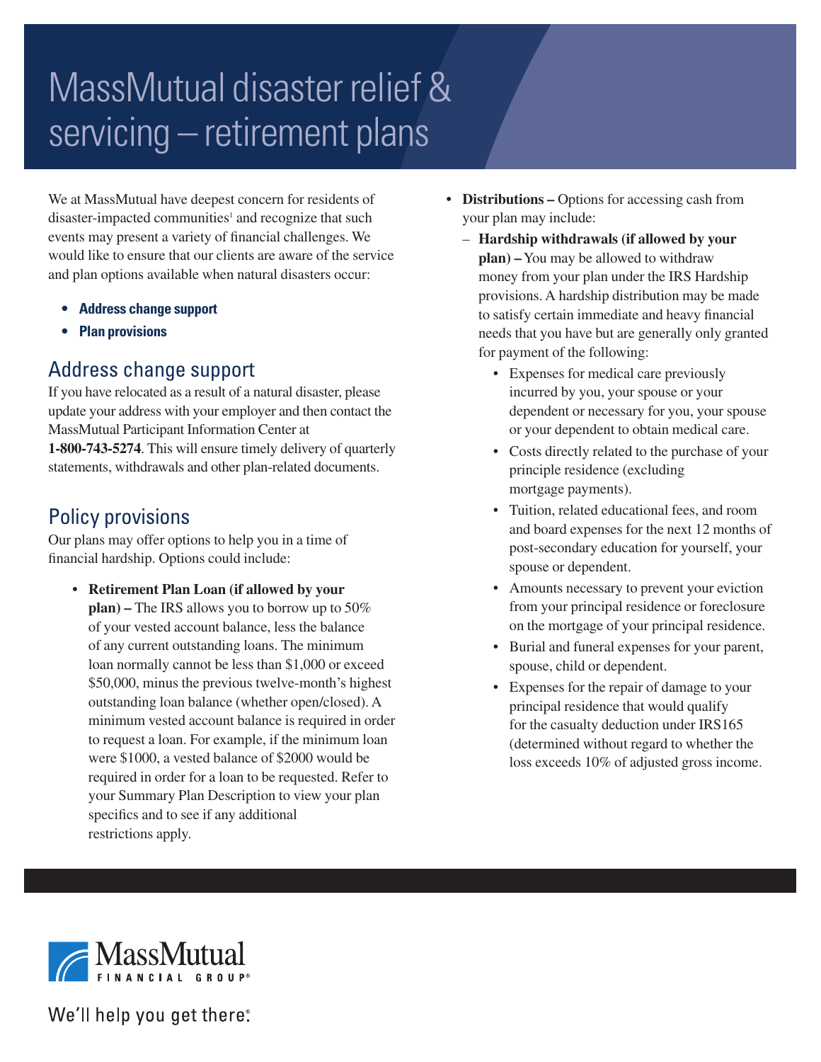# MassMutual disaster relief & servicing – retirement plans

We at MassMutual have deepest concern for residents of disaster-impacted communities[1] and recognize that such events may present a variety of financial challenges. We would like to ensure that our clients are aware of the service and plan options available when natural disasters occur:

- **Address change support**
- **Plan provisions**

## Address change support

If you have relocated as a result of a natural disaster, please update your address with your employer and then contact the MassMutual Participant Information Center at **1-800-743-5274**. This will ensure timely delivery of quarterly statements, withdrawals and other plan-related documents.

## Policy provisions

Our plans may offer options to help you in a time of financial hardship. Options could include:

- **Retirement Plan Loan (if allowed by your plan) –** The IRS allows you to borrow up to 50% of your vested account balance, less the balance of any current outstanding loans. The minimum loan normally cannot be less than $1,000 or exceed $50,000, minus the previous twelve-month's highest outstanding loan balance (whether open/closed). A minimum vested account balance is required in order to request a loan. For example, if the minimum loan were $1000, a vested balance of $2000 would be required in order for a loan to be requested. Refer to your Summary Plan Description to view your plan specifics and to see if any additional restrictions apply.
- **Distributions –** Options for accessing cash from your plan may include:
  - **Hardship withdrawals (if allowed by your plan) –** You may be allowed to withdraw money from your plan under the IRS Hardship provisions. A hardship distribution may be made to satisfy certain immediate and heavy financial needs that you have but are generally only granted for payment of the following:
    - Expenses for medical care previously incurred by you, your spouse or your dependent or necessary for you, your spouse or your dependent to obtain medical care.
    - Costs directly related to the purchase of your principle residence (excluding mortgage payments).
    - Tuition, related educational fees, and room and board expenses for the next 12 months of post-secondary education for yourself, your spouse or dependent.
    - Amounts necessary to prevent your eviction from your principal residence or foreclosure on the mortgage of your principal residence.
    - Burial and funeral expenses for your parent, spouse, child or dependent.
    - Expenses for the repair of damage to your principal residence that would qualify for the casualty deduction under IRS165 (determined without regard to whether the loss exceeds 10% of adjusted gross income.

MassMutual FINANCIAL GROUP®

We'll help you get there.®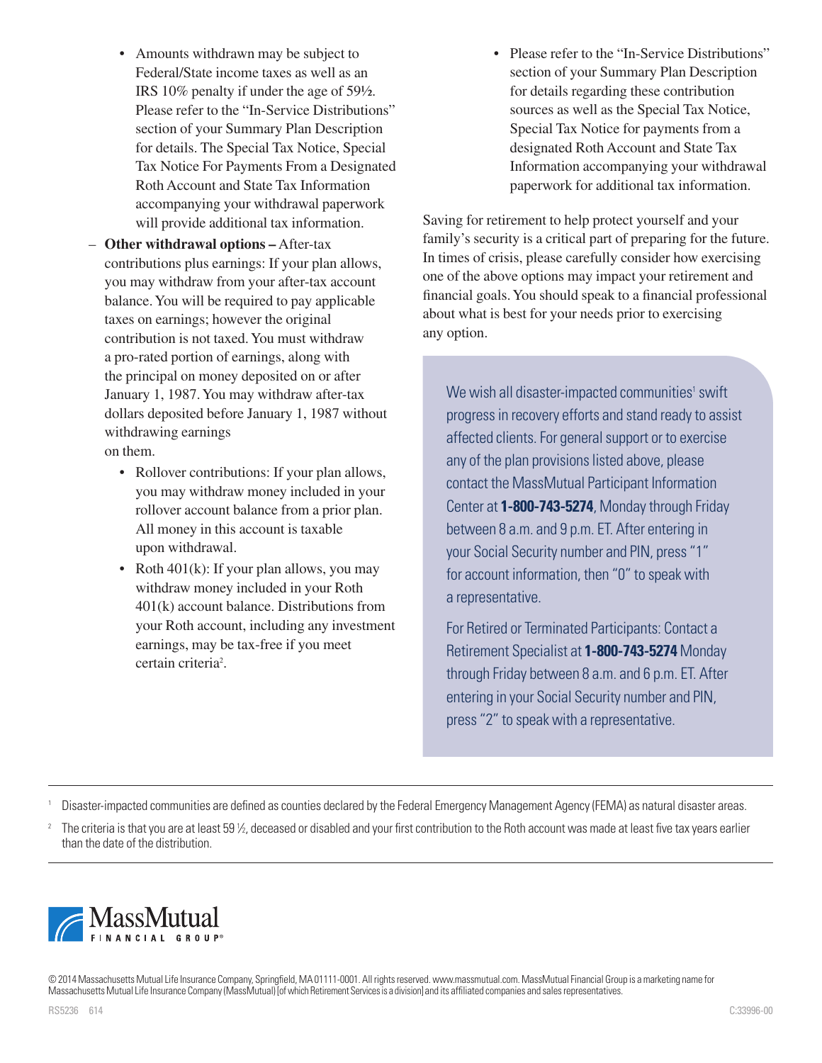- Amounts withdrawn may be subject to Federal/State income taxes as well as an IRS 10% penalty if under the age of 59½. Please refer to the "In-Service Distributions" section of your Summary Plan Description for details. The Special Tax Notice, Special Tax Notice For Payments From a Designated Roth Account and State Tax Information accompanying your withdrawal paperwork will provide additional tax information.

- **Other withdrawal options –** After-tax contributions plus earnings: If your plan allows, you may withdraw from your after-tax account balance. You will be required to pay applicable taxes on earnings; however the original contribution is not taxed. You must withdraw a pro-rated portion of earnings, along with the principal on money deposited on or after January 1, 1987. You may withdraw after-tax dollars deposited before January 1, 1987 without withdrawing earnings on them.
  - Rollover contributions: If your plan allows, you may withdraw money included in your rollover account balance from a prior plan. All money in this account is taxable upon withdrawal.
  - Roth 401(k): If your plan allows, you may withdraw money included in your Roth 401(k) account balance. Distributions from your Roth account, including any investment earnings, may be tax-free if you meet certain criteria[2].
  - Please refer to the "In-Service Distributions" section of your Summary Plan Description for details regarding these contribution sources as well as the Special Tax Notice, Special Tax Notice for payments from a designated Roth Account and State Tax Information accompanying your withdrawal paperwork for additional tax information.

Saving for retirement to help protect yourself and your family's security is a critical part of preparing for the future. In times of crisis, please carefully consider how exercising one of the above options may impact your retirement and financial goals. You should speak to a financial professional about what is best for your needs prior to exercising any option.

We wish all disaster-impacted communities[1] swift progress in recovery efforts and stand ready to assist affected clients. For general support or to exercise any of the plan provisions listed above, please contact the MassMutual Participant Information Center at **1-800-743-5274**, Monday through Friday between 8 a.m. and 9 p.m. ET. After entering in your Social Security number and PIN, press "1" for account information, then "0" to speak with a representative.

For Retired or Terminated Participants: Contact a Retirement Specialist at **1-800-743-5274** Monday through Friday between 8 a.m. and 6 p.m. ET. After entering in your Social Security number and PIN, press "2" to speak with a representative.

---

[1] Disaster-impacted communities are defined as counties declared by the Federal Emergency Management Agency (FEMA) as natural disaster areas.

[2] The criteria is that you are at least 59 ½, deceased or disabled and your first contribution to the Roth account was made at least five tax years earlier than the date of the distribution.

MassMutual FINANCIAL GROUP®

© 2014 Massachusetts Mutual Life Insurance Company, Springfield, MA 01111-0001. All rights reserved. www.massmutual.com. MassMutual Financial Group is a marketing name for Massachusetts Mutual Life Insurance Company (MassMutual) [of which Retirement Services is a division] and its affiliated companies and sales representatives.

RS5236 614

C:33996-00